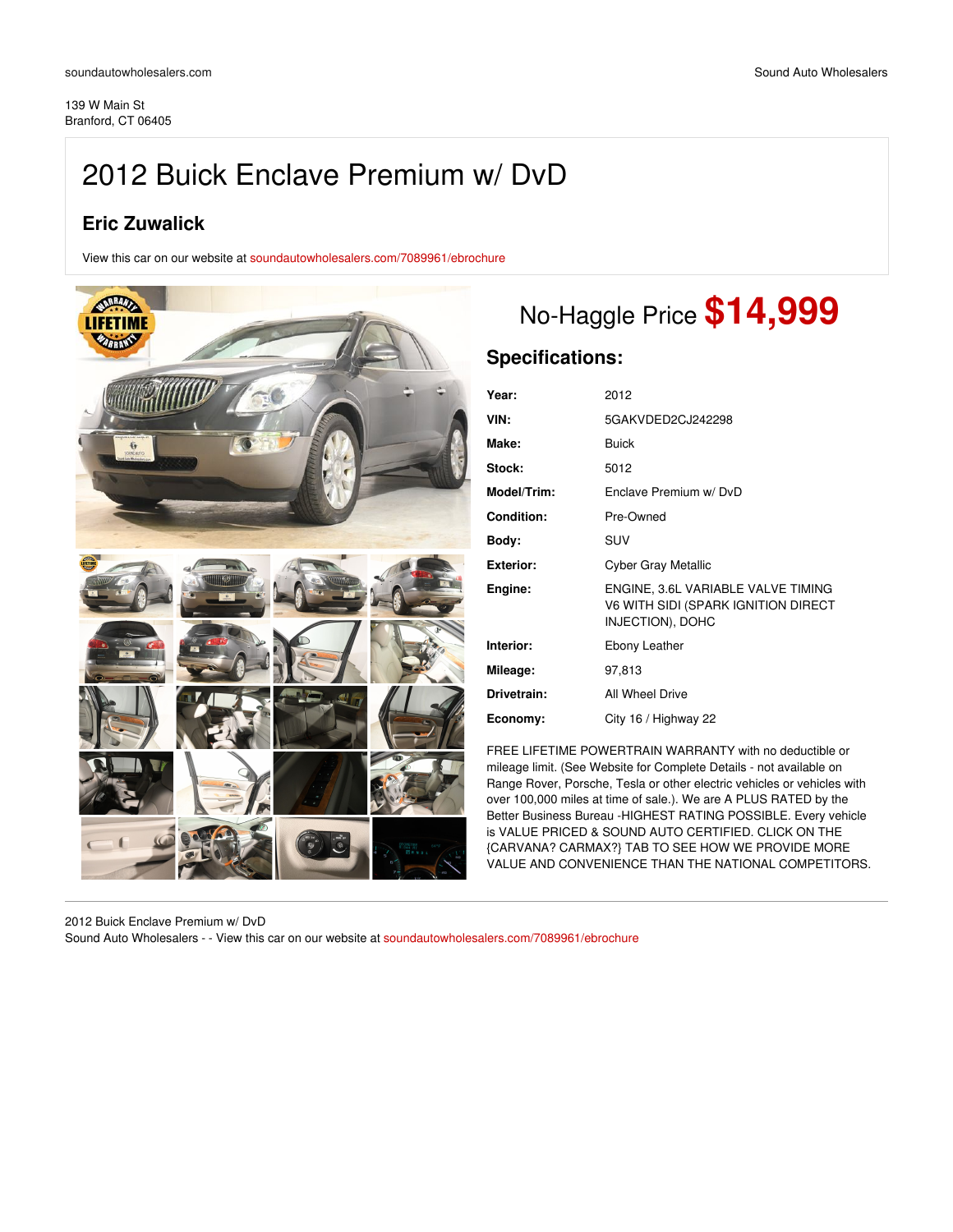soundautowholesalers.com

Sound Auto Wholesalers

139 W Main St
Branford, CT 06405

# 2012 Buick Enclave Premium w/ DvD

## Eric Zuwalick

View this car on our website at soundautowholesalers.com/7089961/ebrochure

No-Haggle Price **$14,999**

## Specifications:

| | |
|---|---|
| **Year:** | 2012 |
| **VIN:** | 5GAKVDED2CJ242298 |
| **Make:** | Buick |
| **Stock:** | 5012 |
| **Model/Trim:** | Enclave Premium w/ DvD |
| **Condition:** | Pre-Owned |
| **Body:** | SUV |
| **Exterior:** | Cyber Gray Metallic |
| **Engine:** | ENGINE, 3.6L VARIABLE VALVE TIMING V6 WITH SIDI (SPARK IGNITION DIRECT INJECTION), DOHC |
| **Interior:** | Ebony Leather |
| **Mileage:** | 97,813 |
| **Drivetrain:** | All Wheel Drive |
| **Economy:** | City 16 / Highway 22 |

FREE LIFETIME POWERTRAIN WARRANTY with no deductible or mileage limit. (See Website for Complete Details - not available on Range Rover, Porsche, Tesla or other electric vehicles or vehicles with over 100,000 miles at time of sale.). We are A PLUS RATED by the Better Business Bureau -HIGHEST RATING POSSIBLE. Every vehicle is VALUE PRICED & SOUND AUTO CERTIFIED. CLICK ON THE {CARVANA? CARMAX?} TAB TO SEE HOW WE PROVIDE MORE VALUE AND CONVENIENCE THAN THE NATIONAL COMPETITORS.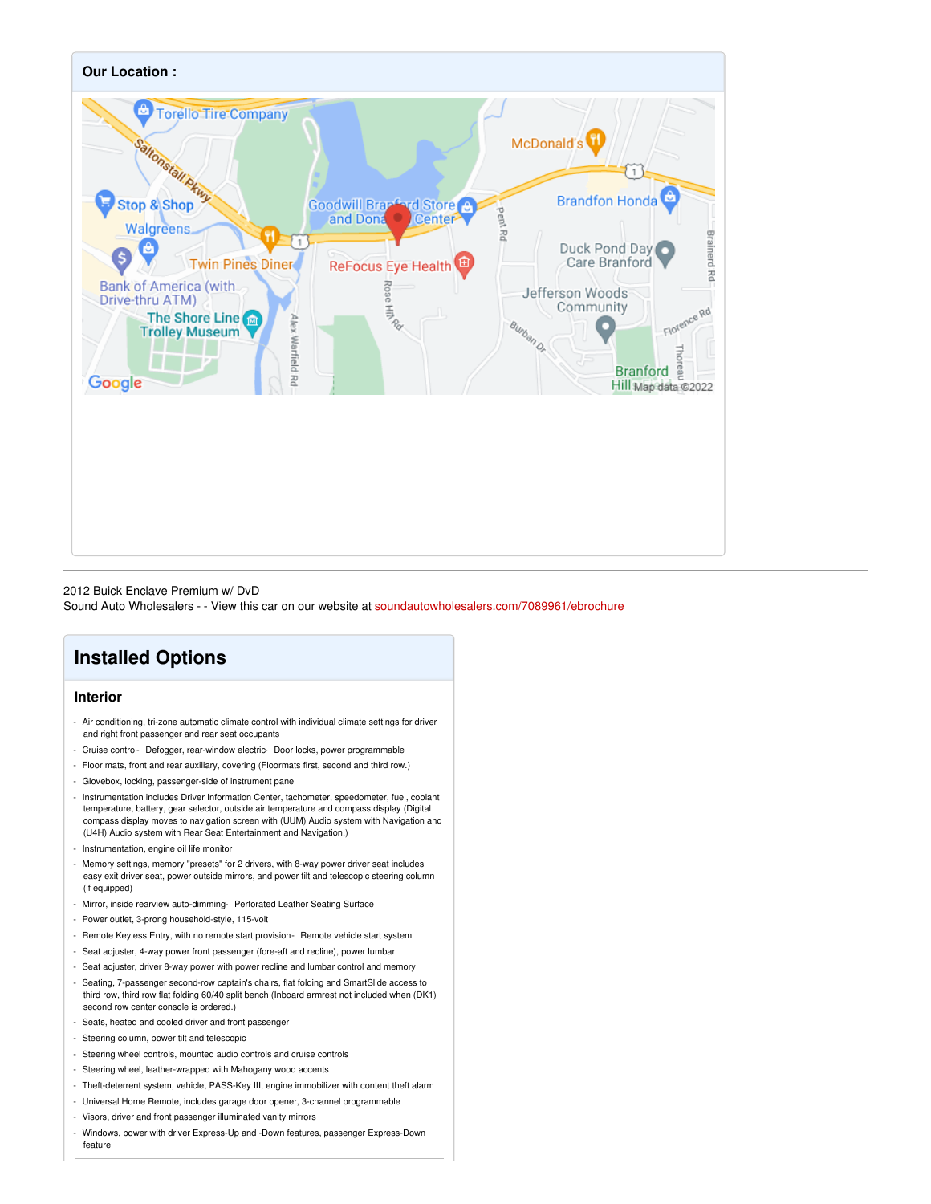## Our Location :

2012 Buick Enclave Premium w/ DvD
Sound Auto Wholesalers - - View this car on our website at soundautowholesalers.com/7089961/ebrochure

# Installed Options

### Interior

- Air conditioning, tri-zone automatic climate control with individual climate settings for driver and right front passenger and rear seat occupants
- Cruise control- Defogger, rear-window electric- Door locks, power programmable
- Floor mats, front and rear auxiliary, covering (Floormats first, second and third row.)
- Glovebox, locking, passenger-side of instrument panel
- Instrumentation includes Driver Information Center, tachometer, speedometer, fuel, coolant temperature, battery, gear selector, outside air temperature and compass display (Digital compass display moves to navigation screen with (UUM) Audio system with Navigation and (U4H) Audio system with Rear Seat Entertainment and Navigation.)
- Instrumentation, engine oil life monitor
- Memory settings, memory "presets" for 2 drivers, with 8-way power driver seat includes easy exit driver seat, power outside mirrors, and power tilt and telescopic steering column (if equipped)
- Mirror, inside rearview auto-dimming- Perforated Leather Seating Surface
- Power outlet, 3-prong household-style, 115-volt
- Remote Keyless Entry, with no remote start provision- Remote vehicle start system
- Seat adjuster, 4-way power front passenger (fore-aft and recline), power lumbar
- Seat adjuster, driver 8-way power with power recline and lumbar control and memory
- Seating, 7-passenger second-row captain's chairs, flat folding and SmartSlide access to third row, third row flat folding 60/40 split bench (Inboard armrest not included when (DK1) second row center console is ordered.)
- Seats, heated and cooled driver and front passenger
- Steering column, power tilt and telescopic
- Steering wheel controls, mounted audio controls and cruise controls
- Steering wheel, leather-wrapped with Mahogany wood accents
- Theft-deterrent system, vehicle, PASS-Key III, engine immobilizer with content theft alarm
- Universal Home Remote, includes garage door opener, 3-channel programmable
- Visors, driver and front passenger illuminated vanity mirrors
- Windows, power with driver Express-Up and -Down features, passenger Express-Down feature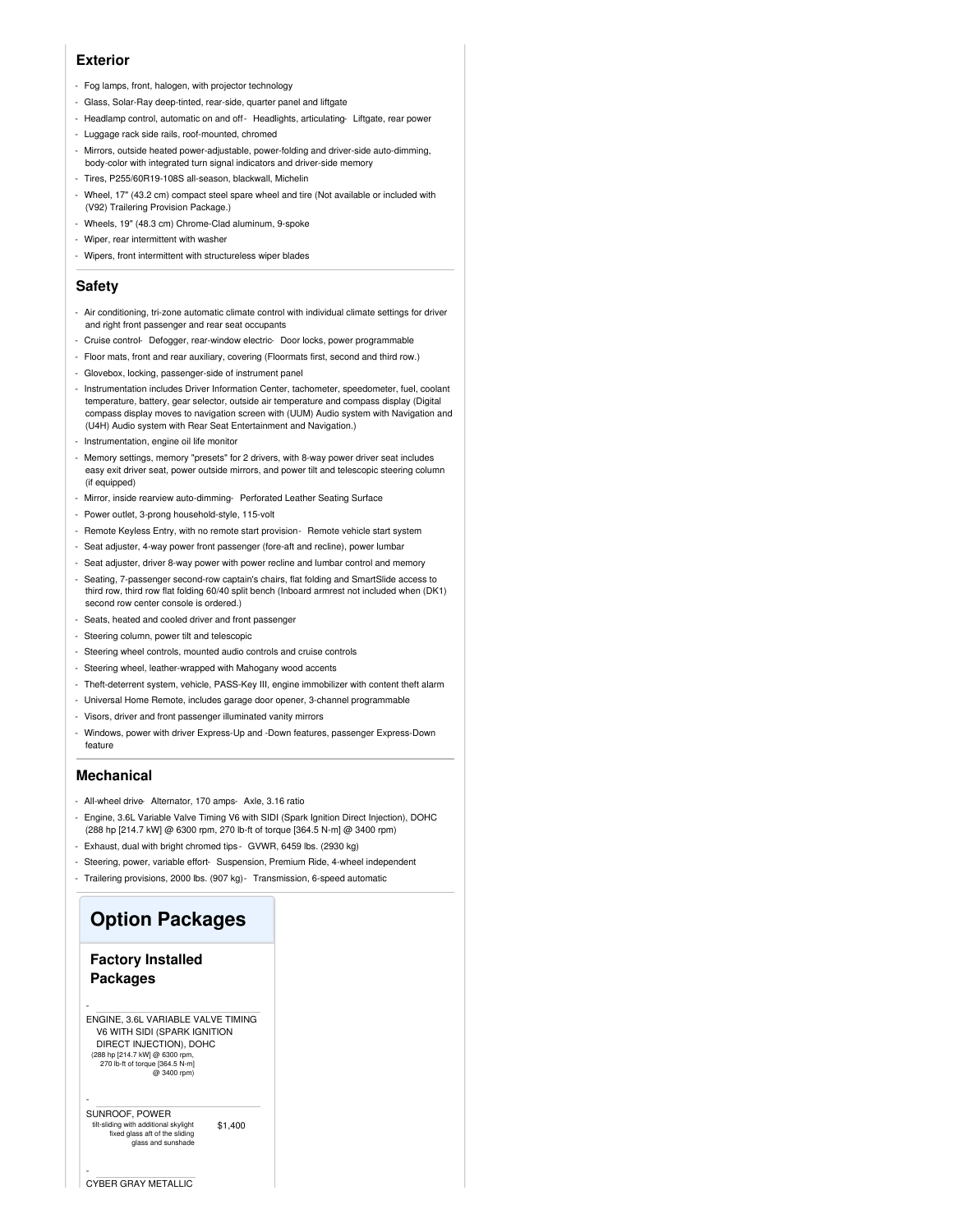## Exterior

- Fog lamps, front, halogen, with projector technology
- Glass, Solar-Ray deep-tinted, rear-side, quarter panel and liftgate
- Headlamp control, automatic on and off - Headlights, articulating - Liftgate, rear power
- Luggage rack side rails, roof-mounted, chromed
- Mirrors, outside heated power-adjustable, power-folding and driver-side auto-dimming, body-color with integrated turn signal indicators and driver-side memory
- Tires, P255/60R19-108S all-season, blackwall, Michelin
- Wheel, 17" (43.2 cm) compact steel spare wheel and tire (Not available or included with (V92) Trailering Provision Package.)
- Wheels, 19" (48.3 cm) Chrome-Clad aluminum, 9-spoke
- Wiper, rear intermittent with washer
- Wipers, front intermittent with structureless wiper blades

## Safety

- Air conditioning, tri-zone automatic climate control with individual climate settings for driver and right front passenger and rear seat occupants
- Cruise control - Defogger, rear-window electric - Door locks, power programmable
- Floor mats, front and rear auxiliary, covering (Floormats first, second and third row.)
- Glovebox, locking, passenger-side of instrument panel
- Instrumentation includes Driver Information Center, tachometer, speedometer, fuel, coolant temperature, battery, gear selector, outside air temperature and compass display (Digital compass display moves to navigation screen with (UUM) Audio system with Navigation and (U4H) Audio system with Rear Seat Entertainment and Navigation.)
- Instrumentation, engine oil life monitor
- Memory settings, memory "presets" for 2 drivers, with 8-way power driver seat includes easy exit driver seat, power outside mirrors, and power tilt and telescopic steering column (if equipped)
- Mirror, inside rearview auto-dimming - Perforated Leather Seating Surface
- Power outlet, 3-prong household-style, 115-volt
- Remote Keyless Entry, with no remote start provision - Remote vehicle start system
- Seat adjuster, 4-way power front passenger (fore-aft and recline), power lumbar
- Seat adjuster, driver 8-way power with power recline and lumbar control and memory
- Seating, 7-passenger second-row captain's chairs, flat folding and SmartSlide access to third row, third row flat folding 60/40 split bench (Inboard armrest not included when (DK1) second row center console is ordered.)
- Seats, heated and cooled driver and front passenger
- Steering column, power tilt and telescopic
- Steering wheel controls, mounted audio controls and cruise controls
- Steering wheel, leather-wrapped with Mahogany wood accents
- Theft-deterrent system, vehicle, PASS-Key III, engine immobilizer with content theft alarm
- Universal Home Remote, includes garage door opener, 3-channel programmable
- Visors, driver and front passenger illuminated vanity mirrors
- Windows, power with driver Express-Up and -Down features, passenger Express-Down feature

## Mechanical

- All-wheel drive - Alternator, 170 amps - Axle, 3.16 ratio
- Engine, 3.6L Variable Valve Timing V6 with SIDI (Spark Ignition Direct Injection), DOHC (288 hp [214.7 kW] @ 6300 rpm, 270 lb-ft of torque [364.5 N-m] @ 3400 rpm)
- Exhaust, dual with bright chromed tips - GVWR, 6459 lbs. (2930 kg)
- Steering, power, variable effort - Suspension, Premium Ride, 4-wheel independent
- Trailering provisions, 2000 lbs. (907 kg) - Transmission, 6-speed automatic

# Option Packages

## Factory Installed Packages

- ENGINE, 3.6L VARIABLE VALVE TIMING V6 WITH SIDI (SPARK IGNITION DIRECT INJECTION), DOHC
  (288 hp [214.7 kW] @ 6300 rpm, 270 lb-ft of torque [364.5 N-m] @ 3400 rpm)

- SUNROOF, POWER — $1,400
  tilt-sliding with additional skylight fixed glass aft of the sliding glass and sunshade

- CYBER GRAY METALLIC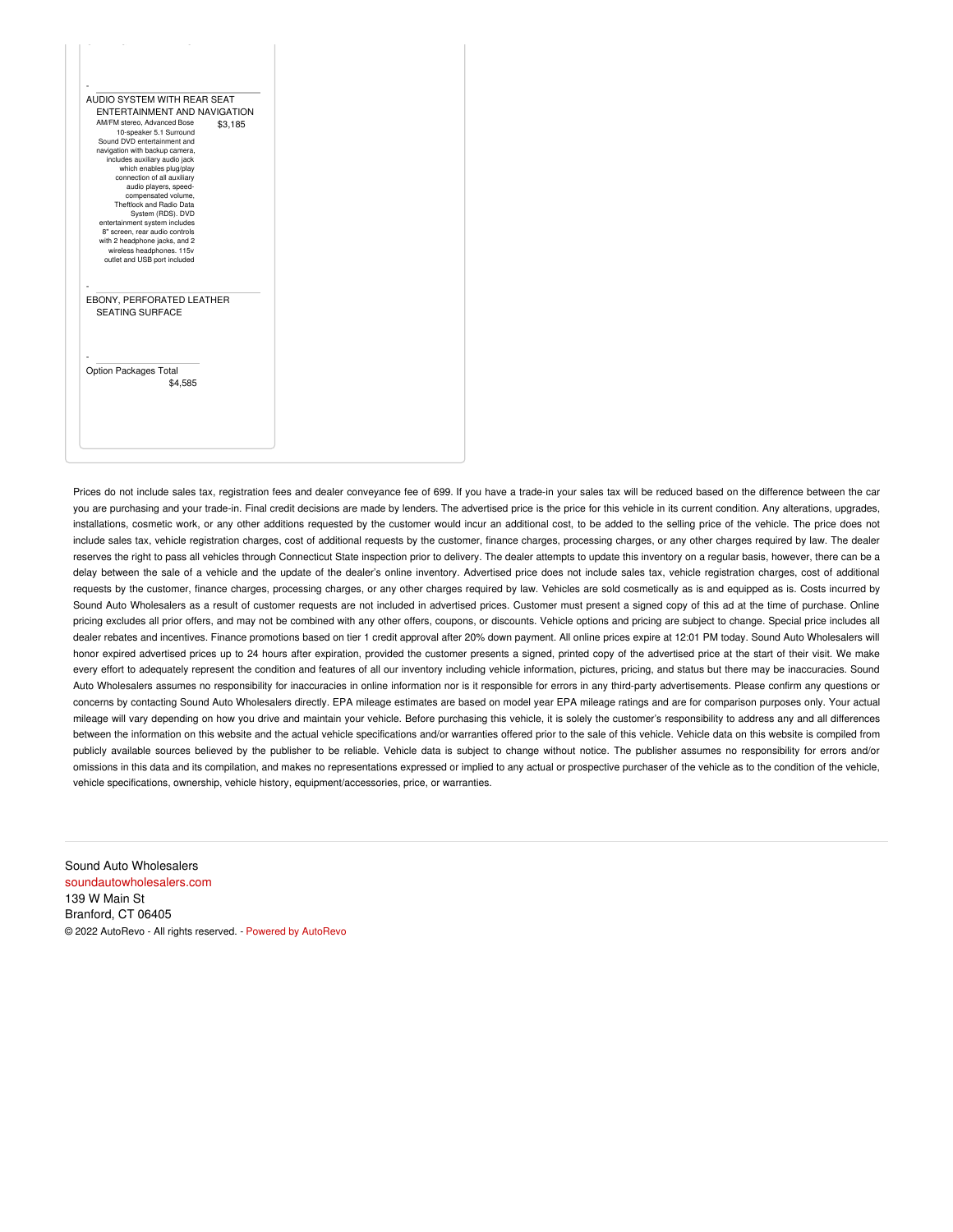| | |
|---|---|
| **AUDIO SYSTEM WITH REAR SEAT ENTERTAINMENT AND NAVIGATION**<br>AM/FM stereo, Advanced Bose 10-speaker 5.1 Surround Sound DVD entertainment and navigation with backup camera, includes auxiliary audio jack which enables plug/play connection of all auxiliary audio players, speed-compensated volume, Theftlock and Radio Data System (RDS). DVD entertainment system includes 8" screen, rear audio controls with 2 headphone jacks, and 2 wireless headphones. 115v outlet and USB port included | $3,185 |
| **EBONY, PERFORATED LEATHER SEATING SURFACE** | |
| **Option Packages Total** | $4,585 |

Prices do not include sales tax, registration fees and dealer conveyance fee of 699. If you have a trade-in your sales tax will be reduced based on the difference between the car you are purchasing and your trade-in. Final credit decisions are made by lenders. The advertised price is the price for this vehicle in its current condition. Any alterations, upgrades, installations, cosmetic work, or any other additions requested by the customer would incur an additional cost, to be added to the selling price of the vehicle. The price does not include sales tax, vehicle registration charges, cost of additional requests by the customer, finance charges, processing charges, or any other charges required by law. The dealer reserves the right to pass all vehicles through Connecticut State inspection prior to delivery. The dealer attempts to update this inventory on a regular basis, however, there can be a delay between the sale of a vehicle and the update of the dealer's online inventory. Advertised price does not include sales tax, vehicle registration charges, cost of additional requests by the customer, finance charges, processing charges, or any other charges required by law. Vehicles are sold cosmetically as is and equipped as is. Costs incurred by Sound Auto Wholesalers as a result of customer requests are not included in advertised prices. Customer must present a signed copy of this ad at the time of purchase. Online pricing excludes all prior offers, and may not be combined with any other offers, coupons, or discounts. Vehicle options and pricing are subject to change. Special price includes all dealer rebates and incentives. Finance promotions based on tier 1 credit approval after 20% down payment. All online prices expire at 12:01 PM today. Sound Auto Wholesalers will honor expired advertised prices up to 24 hours after expiration, provided the customer presents a signed, printed copy of the advertised price at the start of their visit. We make every effort to adequately represent the condition and features of all our inventory including vehicle information, pictures, pricing, and status but there may be inaccuracies. Sound Auto Wholesalers assumes no responsibility for inaccuracies in online information nor is it responsible for errors in any third-party advertisements. Please confirm any questions or concerns by contacting Sound Auto Wholesalers directly. EPA mileage estimates are based on model year EPA mileage ratings and are for comparison purposes only. Your actual mileage will vary depending on how you drive and maintain your vehicle. Before purchasing this vehicle, it is solely the customer's responsibility to address any and all differences between the information on this website and the actual vehicle specifications and/or warranties offered prior to the sale of this vehicle. Vehicle data on this website is compiled from publicly available sources believed by the publisher to be reliable. Vehicle data is subject to change without notice. The publisher assumes no responsibility for errors and/or omissions in this data and its compilation, and makes no representations expressed or implied to any actual or prospective purchaser of the vehicle as to the condition of the vehicle, vehicle specifications, ownership, vehicle history, equipment/accessories, price, or warranties.

---

Sound Auto Wholesalers
soundautowholesalers.com
139 W Main St
Branford, CT 06405
© 2022 AutoRevo - All rights reserved. - Powered by AutoRevo